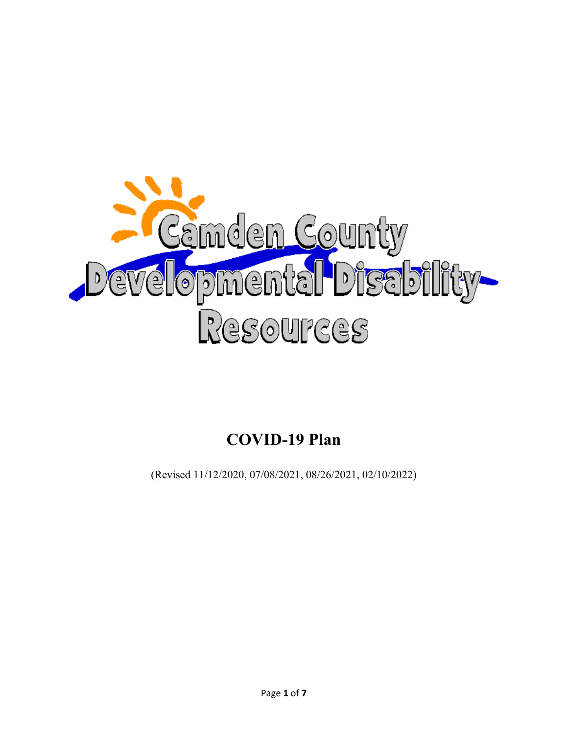Camden County Developmental Disability Resources

# COVID-19 Plan

(Revised 11/12/2020, 07/08/2021, 08/26/2021, 02/10/2022)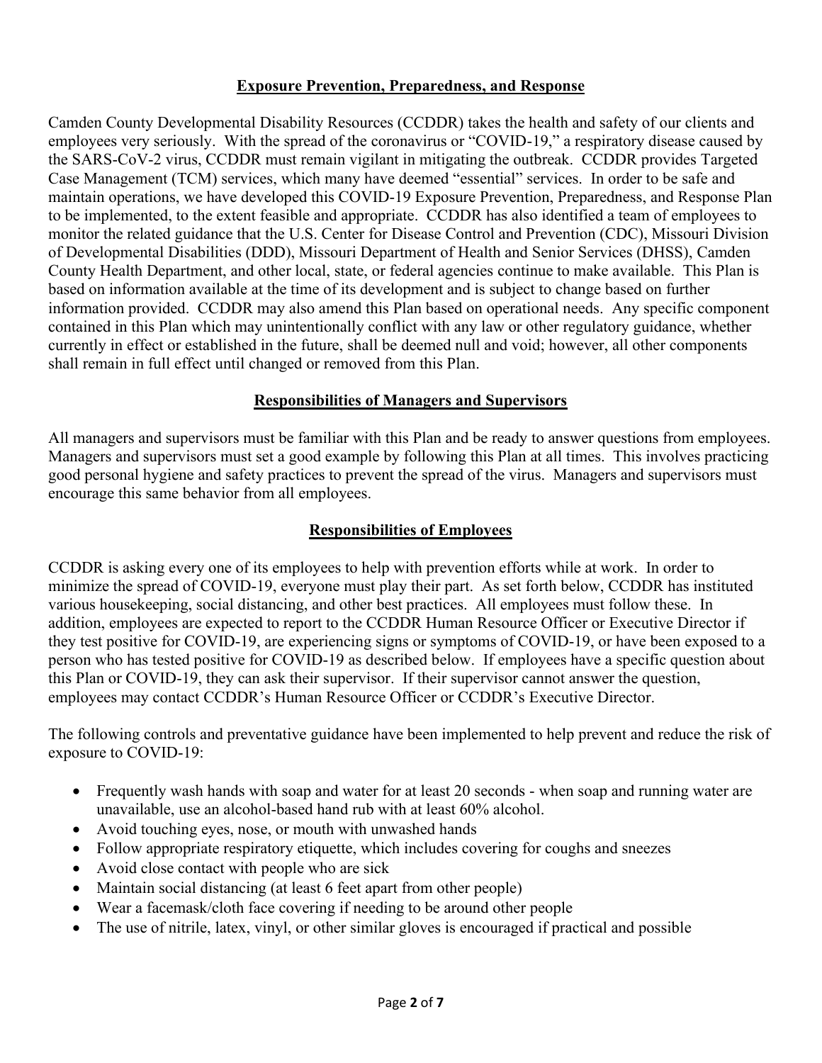## Exposure Prevention, Preparedness, and Response

Camden County Developmental Disability Resources (CCDDR) takes the health and safety of our clients and employees very seriously. With the spread of the coronavirus or "COVID-19," a respiratory disease caused by the SARS-CoV-2 virus, CCDDR must remain vigilant in mitigating the outbreak. CCDDR provides Targeted Case Management (TCM) services, which many have deemed "essential" services. In order to be safe and maintain operations, we have developed this COVID-19 Exposure Prevention, Preparedness, and Response Plan to be implemented, to the extent feasible and appropriate. CCDDR has also identified a team of employees to monitor the related guidance that the U.S. Center for Disease Control and Prevention (CDC), Missouri Division of Developmental Disabilities (DDD), Missouri Department of Health and Senior Services (DHSS), Camden County Health Department, and other local, state, or federal agencies continue to make available. This Plan is based on information available at the time of its development and is subject to change based on further information provided. CCDDR may also amend this Plan based on operational needs. Any specific component contained in this Plan which may unintentionally conflict with any law or other regulatory guidance, whether currently in effect or established in the future, shall be deemed null and void; however, all other components shall remain in full effect until changed or removed from this Plan.

## Responsibilities of Managers and Supervisors

All managers and supervisors must be familiar with this Plan and be ready to answer questions from employees. Managers and supervisors must set a good example by following this Plan at all times. This involves practicing good personal hygiene and safety practices to prevent the spread of the virus. Managers and supervisors must encourage this same behavior from all employees.

## Responsibilities of Employees

CCDDR is asking every one of its employees to help with prevention efforts while at work. In order to minimize the spread of COVID-19, everyone must play their part. As set forth below, CCDDR has instituted various housekeeping, social distancing, and other best practices. All employees must follow these. In addition, employees are expected to report to the CCDDR Human Resource Officer or Executive Director if they test positive for COVID-19, are experiencing signs or symptoms of COVID-19, or have been exposed to a person who has tested positive for COVID-19 as described below. If employees have a specific question about this Plan or COVID-19, they can ask their supervisor. If their supervisor cannot answer the question, employees may contact CCDDR's Human Resource Officer or CCDDR's Executive Director.

The following controls and preventative guidance have been implemented to help prevent and reduce the risk of exposure to COVID-19:

- Frequently wash hands with soap and water for at least 20 seconds - when soap and running water are unavailable, use an alcohol-based hand rub with at least 60% alcohol.
- Avoid touching eyes, nose, or mouth with unwashed hands
- Follow appropriate respiratory etiquette, which includes covering for coughs and sneezes
- Avoid close contact with people who are sick
- Maintain social distancing (at least 6 feet apart from other people)
- Wear a facemask/cloth face covering if needing to be around other people
- The use of nitrile, latex, vinyl, or other similar gloves is encouraged if practical and possible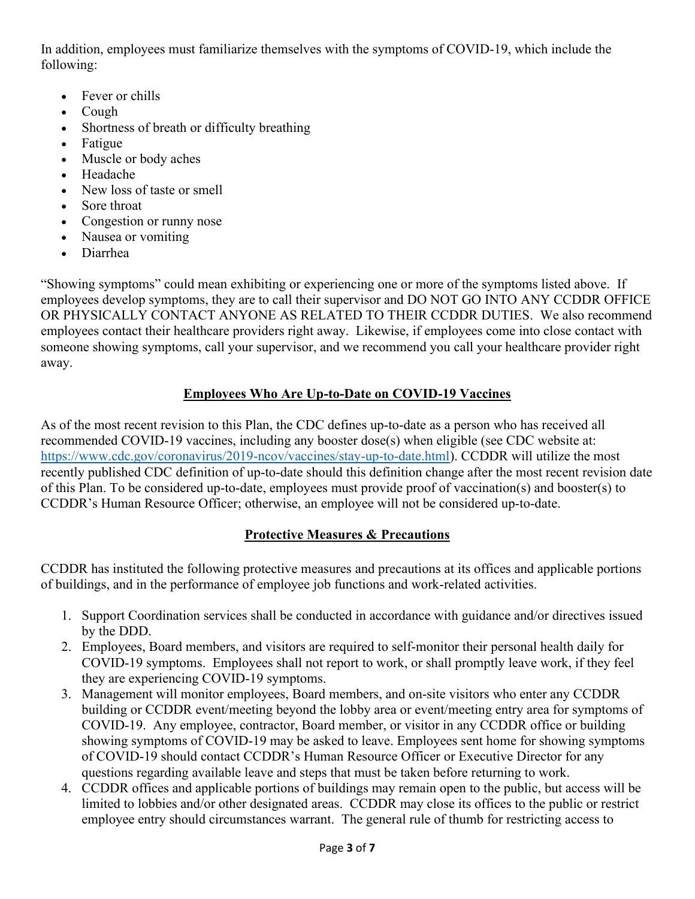In addition, employees must familiarize themselves with the symptoms of COVID-19, which include the following:

- Fever or chills
- Cough
- Shortness of breath or difficulty breathing
- Fatigue
- Muscle or body aches
- Headache
- New loss of taste or smell
- Sore throat
- Congestion or runny nose
- Nausea or vomiting
- Diarrhea

"Showing symptoms" could mean exhibiting or experiencing one or more of the symptoms listed above. If employees develop symptoms, they are to call their supervisor and DO NOT GO INTO ANY CCDDR OFFICE OR PHYSICALLY CONTACT ANYONE AS RELATED TO THEIR CCDDR DUTIES. We also recommend employees contact their healthcare providers right away. Likewise, if employees come into close contact with someone showing symptoms, call your supervisor, and we recommend you call your healthcare provider right away.

## Employees Who Are Up-to-Date on COVID-19 Vaccines

As of the most recent revision to this Plan, the CDC defines up-to-date as a person who has received all recommended COVID-19 vaccines, including any booster dose(s) when eligible (see CDC website at: [https://www.cdc.gov/coronavirus/2019-ncov/vaccines/stay-up-to-date.html](https://www.cdc.gov/coronavirus/2019-ncov/vaccines/stay-up-to-date.html)). CCDDR will utilize the most recently published CDC definition of up-to-date should this definition change after the most recent revision date of this Plan. To be considered up-to-date, employees must provide proof of vaccination(s) and booster(s) to CCDDR's Human Resource Officer; otherwise, an employee will not be considered up-to-date.

## Protective Measures & Precautions

CCDDR has instituted the following protective measures and precautions at its offices and applicable portions of buildings, and in the performance of employee job functions and work-related activities.

1. Support Coordination services shall be conducted in accordance with guidance and/or directives issued by the DDD.
2. Employees, Board members, and visitors are required to self-monitor their personal health daily for COVID-19 symptoms. Employees shall not report to work, or shall promptly leave work, if they feel they are experiencing COVID-19 symptoms.
3. Management will monitor employees, Board members, and on-site visitors who enter any CCDDR building or CCDDR event/meeting beyond the lobby area or event/meeting entry area for symptoms of COVID-19. Any employee, contractor, Board member, or visitor in any CCDDR office or building showing symptoms of COVID-19 may be asked to leave. Employees sent home for showing symptoms of COVID-19 should contact CCDDR's Human Resource Officer or Executive Director for any questions regarding available leave and steps that must be taken before returning to work.
4. CCDDR offices and applicable portions of buildings may remain open to the public, but access will be limited to lobbies and/or other designated areas. CCDDR may close its offices to the public or restrict employee entry should circumstances warrant. The general rule of thumb for restricting access to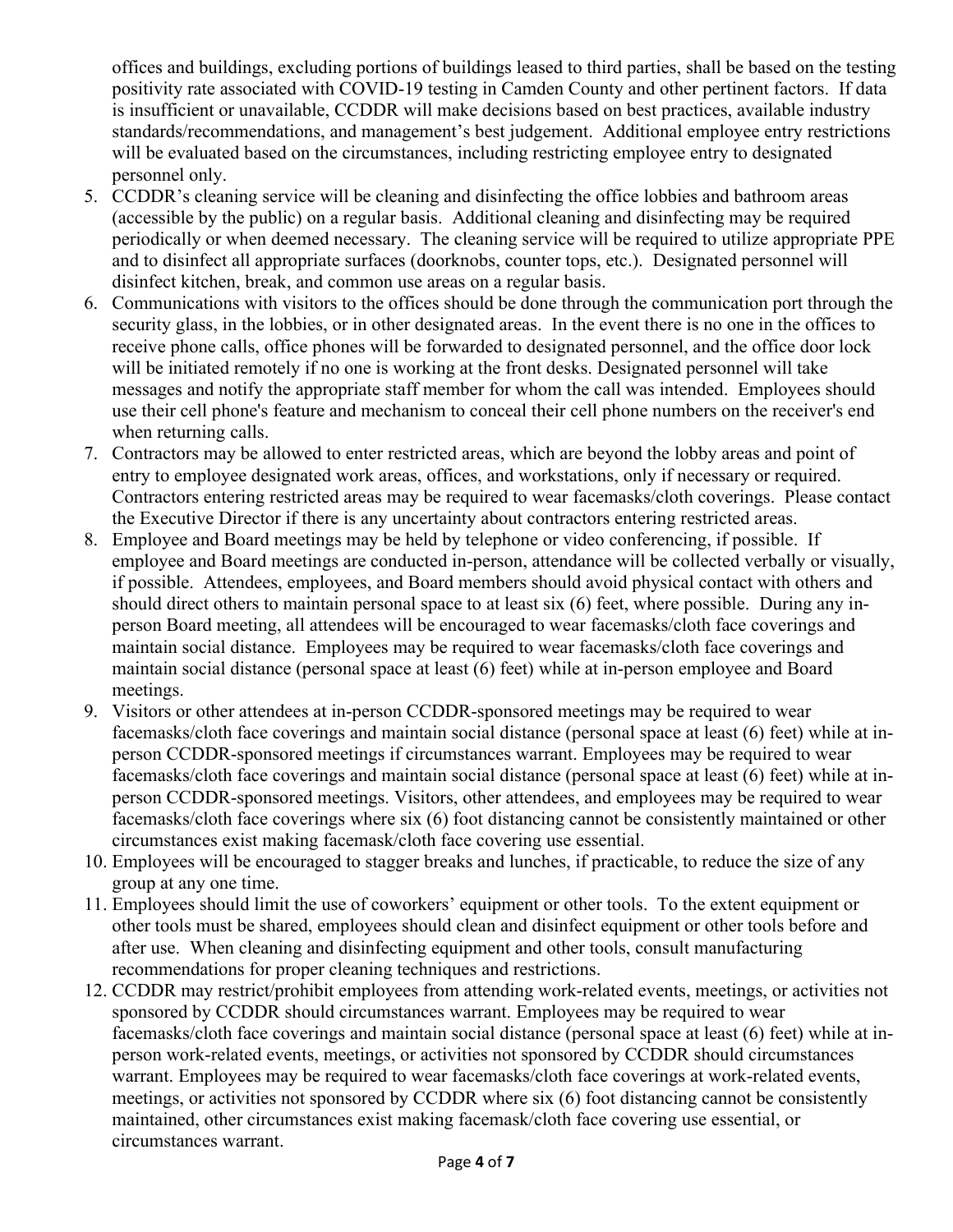offices and buildings, excluding portions of buildings leased to third parties, shall be based on the testing positivity rate associated with COVID-19 testing in Camden County and other pertinent factors. If data is insufficient or unavailable, CCDDR will make decisions based on best practices, available industry standards/recommendations, and management's best judgement. Additional employee entry restrictions will be evaluated based on the circumstances, including restricting employee entry to designated personnel only.

5. CCDDR's cleaning service will be cleaning and disinfecting the office lobbies and bathroom areas (accessible by the public) on a regular basis. Additional cleaning and disinfecting may be required periodically or when deemed necessary. The cleaning service will be required to utilize appropriate PPE and to disinfect all appropriate surfaces (doorknobs, counter tops, etc.). Designated personnel will disinfect kitchen, break, and common use areas on a regular basis.
6. Communications with visitors to the offices should be done through the communication port through the security glass, in the lobbies, or in other designated areas. In the event there is no one in the offices to receive phone calls, office phones will be forwarded to designated personnel, and the office door lock will be initiated remotely if no one is working at the front desks. Designated personnel will take messages and notify the appropriate staff member for whom the call was intended. Employees should use their cell phone's feature and mechanism to conceal their cell phone numbers on the receiver's end when returning calls.
7. Contractors may be allowed to enter restricted areas, which are beyond the lobby areas and point of entry to employee designated work areas, offices, and workstations, only if necessary or required. Contractors entering restricted areas may be required to wear facemasks/cloth coverings. Please contact the Executive Director if there is any uncertainty about contractors entering restricted areas.
8. Employee and Board meetings may be held by telephone or video conferencing, if possible. If employee and Board meetings are conducted in-person, attendance will be collected verbally or visually, if possible. Attendees, employees, and Board members should avoid physical contact with others and should direct others to maintain personal space to at least six (6) feet, where possible. During any in-person Board meeting, all attendees will be encouraged to wear facemasks/cloth face coverings and maintain social distance. Employees may be required to wear facemasks/cloth face coverings and maintain social distance (personal space at least (6) feet) while at in-person employee and Board meetings.
9. Visitors or other attendees at in-person CCDDR-sponsored meetings may be required to wear facemasks/cloth face coverings and maintain social distance (personal space at least (6) feet) while at in-person CCDDR-sponsored meetings if circumstances warrant. Employees may be required to wear facemasks/cloth face coverings and maintain social distance (personal space at least (6) feet) while at in-person CCDDR-sponsored meetings. Visitors, other attendees, and employees may be required to wear facemasks/cloth face coverings where six (6) foot distancing cannot be consistently maintained or other circumstances exist making facemask/cloth face covering use essential.
10. Employees will be encouraged to stagger breaks and lunches, if practicable, to reduce the size of any group at any one time.
11. Employees should limit the use of coworkers' equipment or other tools. To the extent equipment or other tools must be shared, employees should clean and disinfect equipment or other tools before and after use. When cleaning and disinfecting equipment and other tools, consult manufacturing recommendations for proper cleaning techniques and restrictions.
12. CCDDR may restrict/prohibit employees from attending work-related events, meetings, or activities not sponsored by CCDDR should circumstances warrant. Employees may be required to wear facemasks/cloth face coverings and maintain social distance (personal space at least (6) feet) while at in-person work-related events, meetings, or activities not sponsored by CCDDR should circumstances warrant. Employees may be required to wear facemasks/cloth face coverings at work-related events, meetings, or activities not sponsored by CCDDR where six (6) foot distancing cannot be consistently maintained, other circumstances exist making facemask/cloth face covering use essential, or circumstances warrant.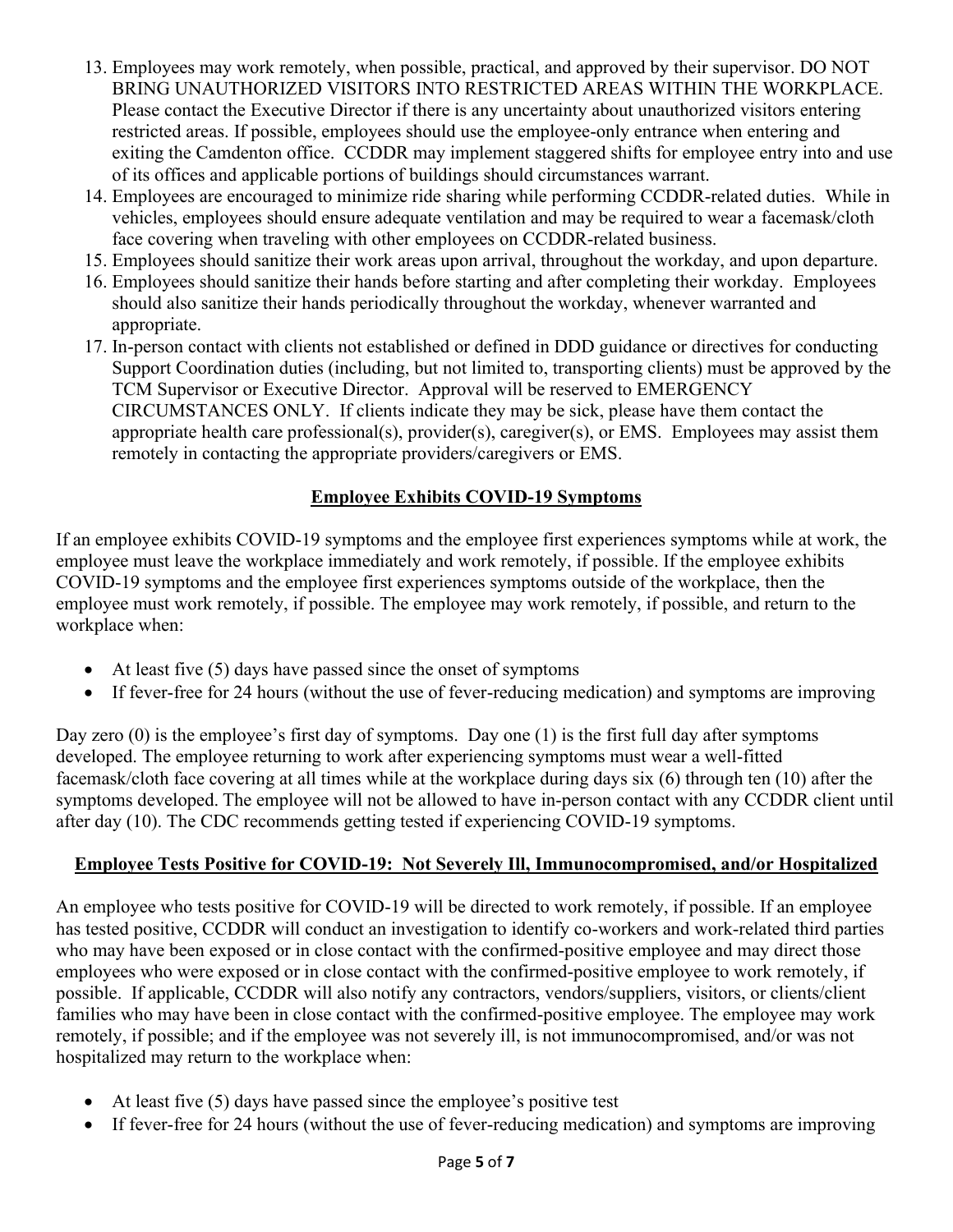13. Employees may work remotely, when possible, practical, and approved by their supervisor. DO NOT BRING UNAUTHORIZED VISITORS INTO RESTRICTED AREAS WITHIN THE WORKPLACE. Please contact the Executive Director if there is any uncertainty about unauthorized visitors entering restricted areas. If possible, employees should use the employee-only entrance when entering and exiting the Camdenton office. CCDDR may implement staggered shifts for employee entry into and use of its offices and applicable portions of buildings should circumstances warrant.
14. Employees are encouraged to minimize ride sharing while performing CCDDR-related duties. While in vehicles, employees should ensure adequate ventilation and may be required to wear a facemask/cloth face covering when traveling with other employees on CCDDR-related business.
15. Employees should sanitize their work areas upon arrival, throughout the workday, and upon departure.
16. Employees should sanitize their hands before starting and after completing their workday. Employees should also sanitize their hands periodically throughout the workday, whenever warranted and appropriate.
17. In-person contact with clients not established or defined in DDD guidance or directives for conducting Support Coordination duties (including, but not limited to, transporting clients) must be approved by the TCM Supervisor or Executive Director. Approval will be reserved to EMERGENCY CIRCUMSTANCES ONLY. If clients indicate they may be sick, please have them contact the appropriate health care professional(s), provider(s), caregiver(s), or EMS. Employees may assist them remotely in contacting the appropriate providers/caregivers or EMS.

## Employee Exhibits COVID-19 Symptoms

If an employee exhibits COVID-19 symptoms and the employee first experiences symptoms while at work, the employee must leave the workplace immediately and work remotely, if possible. If the employee exhibits COVID-19 symptoms and the employee first experiences symptoms outside of the workplace, then the employee must work remotely, if possible. The employee may work remotely, if possible, and return to the workplace when:

- At least five (5) days have passed since the onset of symptoms
- If fever-free for 24 hours (without the use of fever-reducing medication) and symptoms are improving

Day zero (0) is the employee's first day of symptoms. Day one (1) is the first full day after symptoms developed. The employee returning to work after experiencing symptoms must wear a well-fitted facemask/cloth face covering at all times while at the workplace during days six (6) through ten (10) after the symptoms developed. The employee will not be allowed to have in-person contact with any CCDDR client until after day (10). The CDC recommends getting tested if experiencing COVID-19 symptoms.

## Employee Tests Positive for COVID-19: Not Severely Ill, Immunocompromised, and/or Hospitalized

An employee who tests positive for COVID-19 will be directed to work remotely, if possible. If an employee has tested positive, CCDDR will conduct an investigation to identify co-workers and work-related third parties who may have been exposed or in close contact with the confirmed-positive employee and may direct those employees who were exposed or in close contact with the confirmed-positive employee to work remotely, if possible. If applicable, CCDDR will also notify any contractors, vendors/suppliers, visitors, or clients/client families who may have been in close contact with the confirmed-positive employee. The employee may work remotely, if possible; and if the employee was not severely ill, is not immunocompromised, and/or was not hospitalized may return to the workplace when:

- At least five (5) days have passed since the employee's positive test
- If fever-free for 24 hours (without the use of fever-reducing medication) and symptoms are improving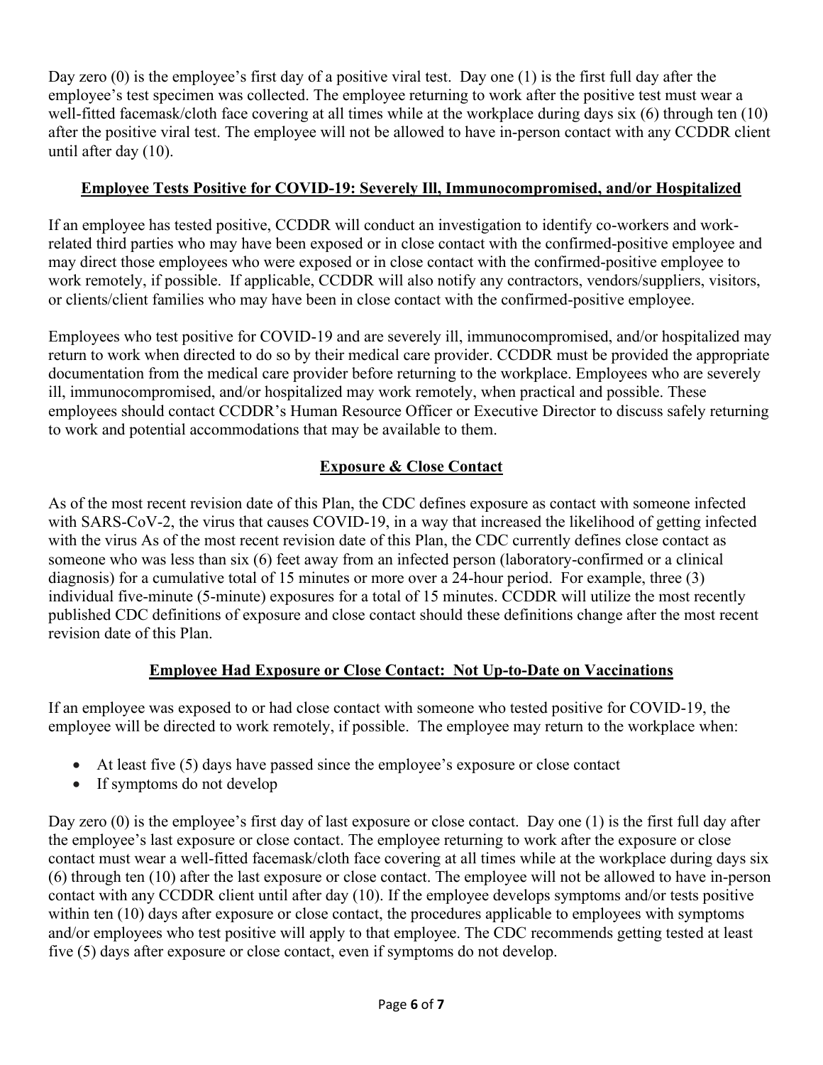Day zero (0) is the employee's first day of a positive viral test. Day one (1) is the first full day after the employee's test specimen was collected. The employee returning to work after the positive test must wear a well-fitted facemask/cloth face covering at all times while at the workplace during days six (6) through ten (10) after the positive viral test. The employee will not be allowed to have in-person contact with any CCDDR client until after day (10).

## Employee Tests Positive for COVID-19: Severely Ill, Immunocompromised, and/or Hospitalized

If an employee has tested positive, CCDDR will conduct an investigation to identify co-workers and work-related third parties who may have been exposed or in close contact with the confirmed-positive employee and may direct those employees who were exposed or in close contact with the confirmed-positive employee to work remotely, if possible. If applicable, CCDDR will also notify any contractors, vendors/suppliers, visitors, or clients/client families who may have been in close contact with the confirmed-positive employee.

Employees who test positive for COVID-19 and are severely ill, immunocompromised, and/or hospitalized may return to work when directed to do so by their medical care provider. CCDDR must be provided the appropriate documentation from the medical care provider before returning to the workplace. Employees who are severely ill, immunocompromised, and/or hospitalized may work remotely, when practical and possible. These employees should contact CCDDR's Human Resource Officer or Executive Director to discuss safely returning to work and potential accommodations that may be available to them.

## Exposure & Close Contact

As of the most recent revision date of this Plan, the CDC defines exposure as contact with someone infected with SARS-CoV-2, the virus that causes COVID-19, in a way that increased the likelihood of getting infected with the virus As of the most recent revision date of this Plan, the CDC currently defines close contact as someone who was less than six (6) feet away from an infected person (laboratory-confirmed or a clinical diagnosis) for a cumulative total of 15 minutes or more over a 24-hour period. For example, three (3) individual five-minute (5-minute) exposures for a total of 15 minutes. CCDDR will utilize the most recently published CDC definitions of exposure and close contact should these definitions change after the most recent revision date of this Plan.

## Employee Had Exposure or Close Contact: Not Up-to-Date on Vaccinations

If an employee was exposed to or had close contact with someone who tested positive for COVID-19, the employee will be directed to work remotely, if possible. The employee may return to the workplace when:

- At least five (5) days have passed since the employee's exposure or close contact
- If symptoms do not develop

Day zero (0) is the employee's first day of last exposure or close contact. Day one (1) is the first full day after the employee's last exposure or close contact. The employee returning to work after the exposure or close contact must wear a well-fitted facemask/cloth face covering at all times while at the workplace during days six (6) through ten (10) after the last exposure or close contact. The employee will not be allowed to have in-person contact with any CCDDR client until after day (10). If the employee develops symptoms and/or tests positive within ten (10) days after exposure or close contact, the procedures applicable to employees with symptoms and/or employees who test positive will apply to that employee. The CDC recommends getting tested at least five (5) days after exposure or close contact, even if symptoms do not develop.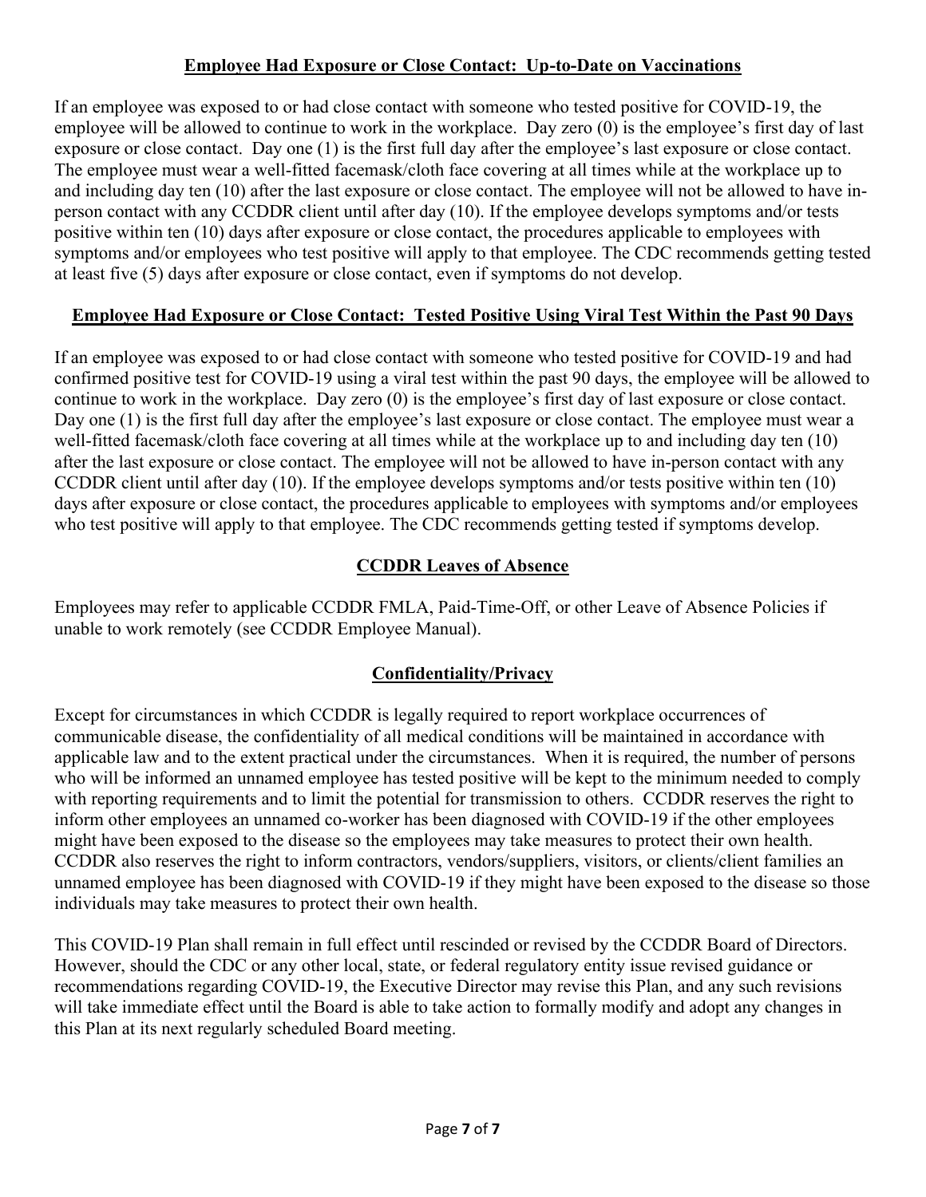## Employee Had Exposure or Close Contact: Up-to-Date on Vaccinations

If an employee was exposed to or had close contact with someone who tested positive for COVID-19, the employee will be allowed to continue to work in the workplace. Day zero (0) is the employee's first day of last exposure or close contact. Day one (1) is the first full day after the employee's last exposure or close contact. The employee must wear a well-fitted facemask/cloth face covering at all times while at the workplace up to and including day ten (10) after the last exposure or close contact. The employee will not be allowed to have in-person contact with any CCDDR client until after day (10). If the employee develops symptoms and/or tests positive within ten (10) days after exposure or close contact, the procedures applicable to employees with symptoms and/or employees who test positive will apply to that employee. The CDC recommends getting tested at least five (5) days after exposure or close contact, even if symptoms do not develop.

## Employee Had Exposure or Close Contact: Tested Positive Using Viral Test Within the Past 90 Days

If an employee was exposed to or had close contact with someone who tested positive for COVID-19 and had confirmed positive test for COVID-19 using a viral test within the past 90 days, the employee will be allowed to continue to work in the workplace. Day zero (0) is the employee's first day of last exposure or close contact. Day one (1) is the first full day after the employee's last exposure or close contact. The employee must wear a well-fitted facemask/cloth face covering at all times while at the workplace up to and including day ten (10) after the last exposure or close contact. The employee will not be allowed to have in-person contact with any CCDDR client until after day (10). If the employee develops symptoms and/or tests positive within ten (10) days after exposure or close contact, the procedures applicable to employees with symptoms and/or employees who test positive will apply to that employee. The CDC recommends getting tested if symptoms develop.

## CCDDR Leaves of Absence

Employees may refer to applicable CCDDR FMLA, Paid-Time-Off, or other Leave of Absence Policies if unable to work remotely (see CCDDR Employee Manual).

## Confidentiality/Privacy

Except for circumstances in which CCDDR is legally required to report workplace occurrences of communicable disease, the confidentiality of all medical conditions will be maintained in accordance with applicable law and to the extent practical under the circumstances. When it is required, the number of persons who will be informed an unnamed employee has tested positive will be kept to the minimum needed to comply with reporting requirements and to limit the potential for transmission to others. CCDDR reserves the right to inform other employees an unnamed co-worker has been diagnosed with COVID-19 if the other employees might have been exposed to the disease so the employees may take measures to protect their own health. CCDDR also reserves the right to inform contractors, vendors/suppliers, visitors, or clients/client families an unnamed employee has been diagnosed with COVID-19 if they might have been exposed to the disease so those individuals may take measures to protect their own health.

This COVID-19 Plan shall remain in full effect until rescinded or revised by the CCDDR Board of Directors. However, should the CDC or any other local, state, or federal regulatory entity issue revised guidance or recommendations regarding COVID-19, the Executive Director may revise this Plan, and any such revisions will take immediate effect until the Board is able to take action to formally modify and adopt any changes in this Plan at its next regularly scheduled Board meeting.